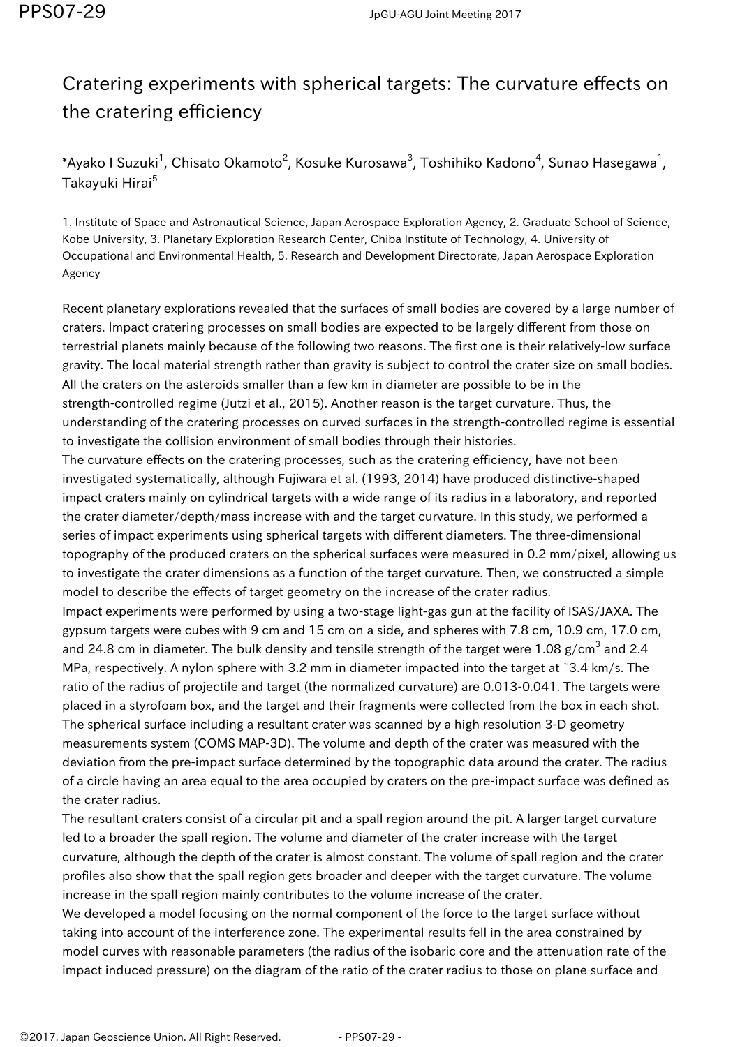# Cratering experiments with spherical targets: The curvature effects on the cratering efficiency

*Ayako I Suzuki[1], Chisato Okamoto[2], Kosuke Kurosawa[3], Toshihiko Kadono[4], Sunao Hasegawa[1], Takayuki Hirai[5]

1. Institute of Space and Astronautical Science, Japan Aerospace Exploration Agency, 2. Graduate School of Science, Kobe University, 3. Planetary Exploration Research Center, Chiba Institute of Technology, 4. University of Occupational and Environmental Health, 5. Research and Development Directorate, Japan Aerospace Exploration Agency

Recent planetary explorations revealed that the surfaces of small bodies are covered by a large number of craters. Impact cratering processes on small bodies are expected to be largely different from those on terrestrial planets mainly because of the following two reasons. The first one is their relatively-low surface gravity. The local material strength rather than gravity is subject to control the crater size on small bodies. All the craters on the asteroids smaller than a few km in diameter are possible to be in the strength-controlled regime (Jutzi et al., 2015). Another reason is the target curvature. Thus, the understanding of the cratering processes on curved surfaces in the strength-controlled regime is essential to investigate the collision environment of small bodies through their histories.

The curvature effects on the cratering processes, such as the cratering efficiency, have not been investigated systematically, although Fujiwara et al. (1993, 2014) have produced distinctive-shaped impact craters mainly on cylindrical targets with a wide range of its radius in a laboratory, and reported the crater diameter/depth/mass increase with and the target curvature. In this study, we performed a series of impact experiments using spherical targets with different diameters. The three-dimensional topography of the produced craters on the spherical surfaces were measured in 0.2 mm/pixel, allowing us to investigate the crater dimensions as a function of the target curvature. Then, we constructed a simple model to describe the effects of target geometry on the increase of the crater radius.

Impact experiments were performed by using a two-stage light-gas gun at the facility of ISAS/JAXA. The gypsum targets were cubes with 9 cm and 15 cm on a side, and spheres with 7.8 cm, 10.9 cm, 17.0 cm, and 24.8 cm in diameter. The bulk density and tensile strength of the target were 1.08 g/cm$^3$ and 2.4 MPa, respectively. A nylon sphere with 3.2 mm in diameter impacted into the target at ~3.4 km/s. The ratio of the radius of projectile and target (the normalized curvature) are 0.013-0.041. The targets were placed in a styrofoam box, and the target and their fragments were collected from the box in each shot. The spherical surface including a resultant crater was scanned by a high resolution 3-D geometry measurements system (COMS MAP-3D). The volume and depth of the crater was measured with the deviation from the pre-impact surface determined by the topographic data around the crater. The radius of a circle having an area equal to the area occupied by craters on the pre-impact surface was defined as the crater radius.

The resultant craters consist of a circular pit and a spall region around the pit. A larger target curvature led to a broader the spall region. The volume and diameter of the crater increase with the target curvature, although the depth of the crater is almost constant. The volume of spall region and the crater profiles also show that the spall region gets broader and deeper with the target curvature. The volume increase in the spall region mainly contributes to the volume increase of the crater.

We developed a model focusing on the normal component of the force to the target surface without taking into account of the interference zone. The experimental results fell in the area constrained by model curves with reasonable parameters (the radius of the isobaric core and the attenuation rate of the impact induced pressure) on the diagram of the ratio of the crater radius to those on plane surface and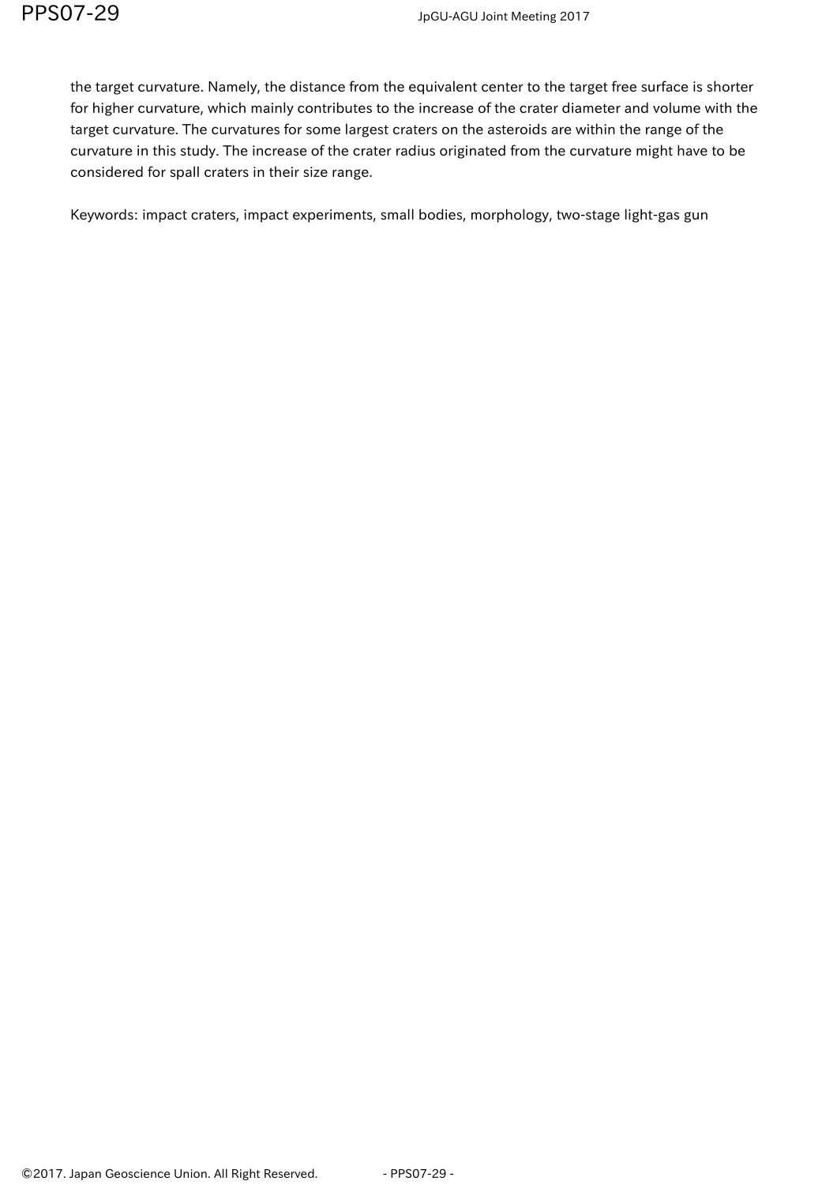the target curvature. Namely, the distance from the equivalent center to the target free surface is shorter for higher curvature, which mainly contributes to the increase of the crater diameter and volume with the target curvature. The curvatures for some largest craters on the asteroids are within the range of the curvature in this study. The increase of the crater radius originated from the curvature might have to be considered for spall craters in their size range.

Keywords: impact craters, impact experiments, small bodies, morphology, two-stage light-gas gun